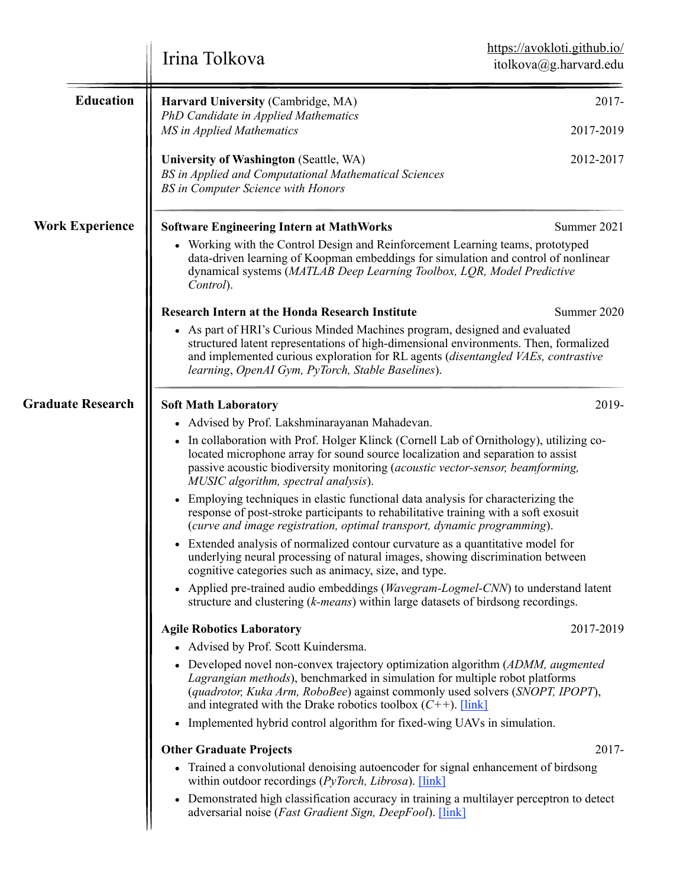# Irina Tolkova

[https://avokloti.github.io/](https://avokloti.github.io/)
itolkova@g.harvard.edu

## Education

**Harvard University** (Cambridge, MA) — 2017-
*PhD Candidate in Applied Mathematics*
*MS in Applied Mathematics* — 2017-2019

**University of Washington** (Seattle, WA) — 2012-2017
*BS in Applied and Computational Mathematical Sciences*
*BS in Computer Science with Honors*

## Work Experience

**Software Engineering Intern at MathWorks** — Summer 2021

- Working with the Control Design and Reinforcement Learning teams, prototyped data-driven learning of Koopman embeddings for simulation and control of nonlinear dynamical systems (*MATLAB Deep Learning Toolbox, LQR, Model Predictive Control*).

**Research Intern at the Honda Research Institute** — Summer 2020

- As part of HRI's Curious Minded Machines program, designed and evaluated structured latent representations of high-dimensional environments. Then, formalized and implemented curious exploration for RL agents (*disentangled VAEs, contrastive learning*, *OpenAI Gym, PyTorch, Stable Baselines*).

## Graduate Research

**Soft Math Laboratory** — 2019-

- Advised by Prof. Lakshminarayanan Mahadevan.
- In collaboration with Prof. Holger Klinck (Cornell Lab of Ornithology), utilizing co-located microphone array for sound source localization and separation to assist passive acoustic biodiversity monitoring (*acoustic vector-sensor, beamforming, MUSIC algorithm, spectral analysis*).
- Employing techniques in elastic functional data analysis for characterizing the response of post-stroke participants to rehabilitative training with a soft exosuit (*curve and image registration, optimal transport, dynamic programming*).
- Extended analysis of normalized contour curvature as a quantitative model for underlying neural processing of natural images, showing discrimination between cognitive categories such as animacy, size, and type.
- Applied pre-trained audio embeddings (*Wavegram-Logmel-CNN*) to understand latent structure and clustering (*k-means*) within large datasets of birdsong recordings.

**Agile Robotics Laboratory** — 2017-2019

- Advised by Prof. Scott Kuindersma.
- Developed novel non-convex trajectory optimization algorithm (*ADMM, augmented Lagrangian methods*), benchmarked in simulation for multiple robot platforms (*quadrotor, Kuka Arm, RoboBee*) against commonly used solvers (*SNOPT, IPOPT*), and integrated with the Drake robotics toolbox (*C++*). [link]
- Implemented hybrid control algorithm for fixed-wing UAVs in simulation.

**Other Graduate Projects** — 2017-

- Trained a convolutional denoising autoencoder for signal enhancement of birdsong within outdoor recordings (*PyTorch, Librosa*). [link]
- Demonstrated high classification accuracy in training a multilayer perceptron to detect adversarial noise (*Fast Gradient Sign, DeepFool*). [link]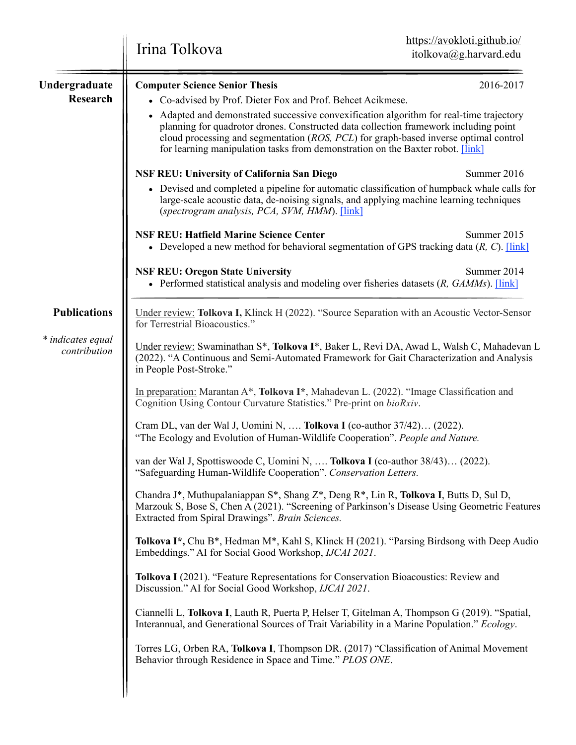# Irina Tolkova

https://avokloti.github.io/
itolkova@g.harvard.edu

## Undergraduate Research

**Computer Science Senior Thesis** — 2016-2017

- Co-advised by Prof. Dieter Fox and Prof. Behcet Acikmese.
- Adapted and demonstrated successive convexification algorithm for real-time trajectory planning for quadrotor drones. Constructed data collection framework including point cloud processing and segmentation (*ROS, PCL*) for graph-based inverse optimal control for learning manipulation tasks from demonstration on the Baxter robot. [link]

**NSF REU: University of California San Diego** — Summer 2016

- Devised and completed a pipeline for automatic classification of humpback whale calls for large-scale acoustic data, de-noising signals, and applying machine learning techniques (*spectrogram analysis, PCA, SVM, HMM*). [link]

**NSF REU: Hatfield Marine Science Center** — Summer 2015

- Developed a new method for behavioral segmentation of GPS tracking data (*R, C*). [link]

**NSF REU: Oregon State University** — Summer 2014

- Performed statistical analysis and modeling over fisheries datasets (*R, GAMMs*). [link]

## Publications

*\* indicates equal contribution*

Under review: **Tolkova I,** Klinck H (2022). "Source Separation with an Acoustic Vector-Sensor for Terrestrial Bioacoustics."

Under review: Swaminathan S*, **Tolkova I***, Baker L, Revi DA, Awad L, Walsh C, Mahadevan L (2022). "A Continuous and Semi-Automated Framework for Gait Characterization and Analysis in People Post-Stroke."

In preparation: Marantan A*, **Tolkova I***, Mahadevan L. (2022). "Image Classification and Cognition Using Contour Curvature Statistics." Pre-print on *bioRxiv*.

Cram DL, van der Wal J, Uomini N, …. **Tolkova I** (co-author 37/42)… (2022). "The Ecology and Evolution of Human-Wildlife Cooperation". *People and Nature.*

van der Wal J, Spottiswoode C, Uomini N, …. **Tolkova I** (co-author 38/43)… (2022). "Safeguarding Human-Wildlife Cooperation". *Conservation Letters.*

Chandra J*, Muthupalaniappan S*, Shang Z*, Deng R*, Lin R, **Tolkova I**, Butts D, Sul D, Marzouk S, Bose S, Chen A (2021). "Screening of Parkinson's Disease Using Geometric Features Extracted from Spiral Drawings". *Brain Sciences.*

**Tolkova I*,** Chu B*, Hedman M*, Kahl S, Klinck H (2021). "Parsing Birdsong with Deep Audio Embeddings." AI for Social Good Workshop, *IJCAI 2021*.

**Tolkova I** (2021). "Feature Representations for Conservation Bioacoustics: Review and Discussion." AI for Social Good Workshop, *IJCAI 2021*.

Ciannelli L, **Tolkova I**, Lauth R, Puerta P, Helser T, Gitelman A, Thompson G (2019). "Spatial, Interannual, and Generational Sources of Trait Variability in a Marine Population." *Ecology*.

Torres LG, Orben RA, **Tolkova I**, Thompson DR. (2017) "Classification of Animal Movement Behavior through Residence in Space and Time." *PLOS ONE*.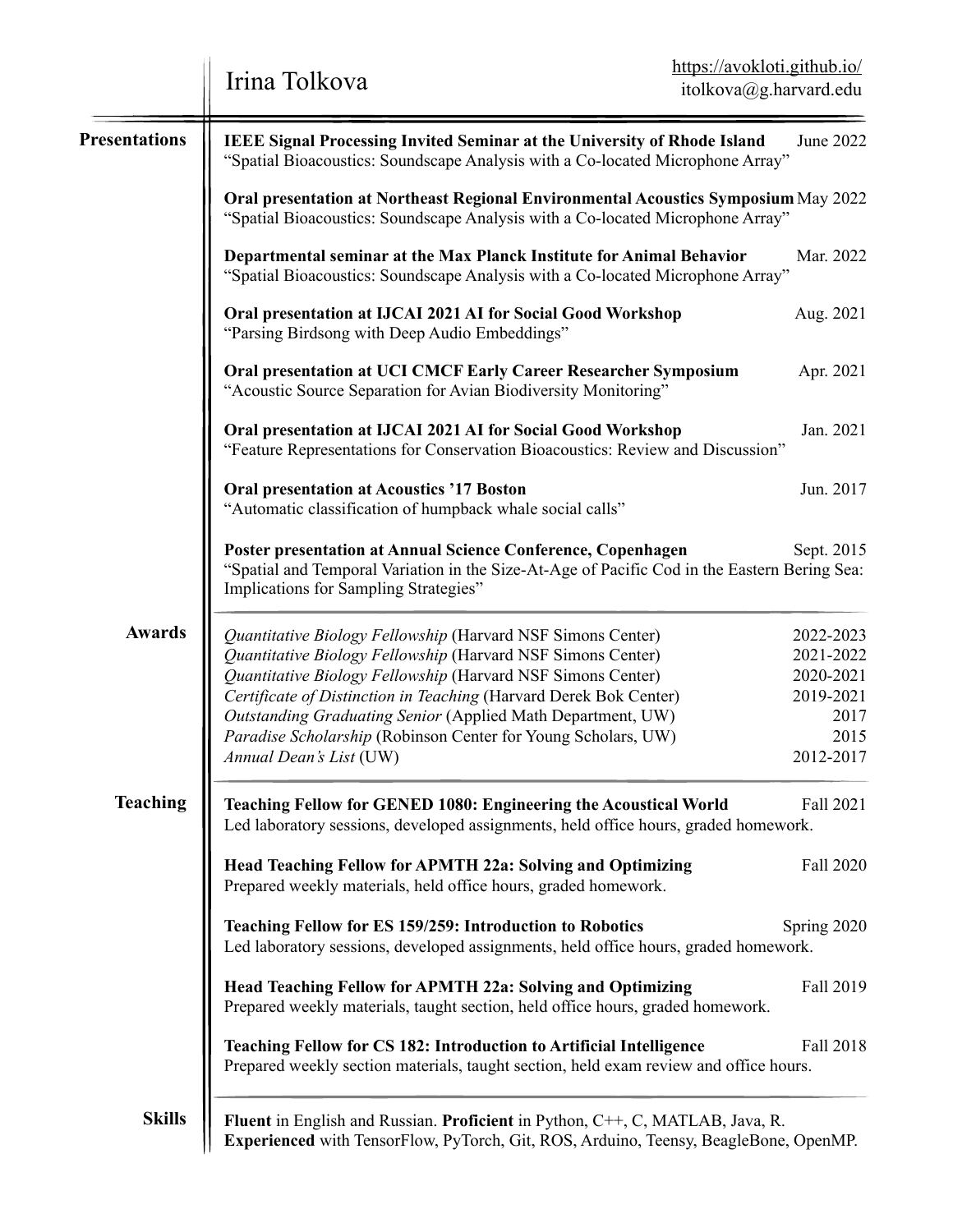# Irina Tolkova

https://avokloti.github.io/
itolkova@g.harvard.edu

## Presentations

**IEEE Signal Processing Invited Seminar at the University of Rhode Island** June 2022
"Spatial Bioacoustics: Soundscape Analysis with a Co-located Microphone Array"

**Oral presentation at Northeast Regional Environmental Acoustics Symposium** May 2022
"Spatial Bioacoustics: Soundscape Analysis with a Co-located Microphone Array"

**Departmental seminar at the Max Planck Institute for Animal Behavior** Mar. 2022
"Spatial Bioacoustics: Soundscape Analysis with a Co-located Microphone Array"

**Oral presentation at IJCAI 2021 AI for Social Good Workshop** Aug. 2021
"Parsing Birdsong with Deep Audio Embeddings"

**Oral presentation at UCI CMCF Early Career Researcher Symposium** Apr. 2021
"Acoustic Source Separation for Avian Biodiversity Monitoring"

**Oral presentation at IJCAI 2021 AI for Social Good Workshop** Jan. 2021
"Feature Representations for Conservation Bioacoustics: Review and Discussion"

**Oral presentation at Acoustics '17 Boston** Jun. 2017
"Automatic classification of humpback whale social calls"

**Poster presentation at Annual Science Conference, Copenhagen** Sept. 2015
"Spatial and Temporal Variation in the Size-At-Age of Pacific Cod in the Eastern Bering Sea: Implications for Sampling Strategies"

## Awards

*Quantitative Biology Fellowship* (Harvard NSF Simons Center) 2022-2023
*Quantitative Biology Fellowship* (Harvard NSF Simons Center) 2021-2022
*Quantitative Biology Fellowship* (Harvard NSF Simons Center) 2020-2021
*Certificate of Distinction in Teaching* (Harvard Derek Bok Center) 2019-2021
*Outstanding Graduating Senior* (Applied Math Department, UW) 2017
*Paradise Scholarship* (Robinson Center for Young Scholars, UW) 2015
*Annual Dean's List* (UW) 2012-2017

## Teaching

**Teaching Fellow for GENED 1080: Engineering the Acoustical World** Fall 2021
Led laboratory sessions, developed assignments, held office hours, graded homework.

**Head Teaching Fellow for APMTH 22a: Solving and Optimizing** Fall 2020
Prepared weekly materials, held office hours, graded homework.

**Teaching Fellow for ES 159/259: Introduction to Robotics** Spring 2020
Led laboratory sessions, developed assignments, held office hours, graded homework.

**Head Teaching Fellow for APMTH 22a: Solving and Optimizing** Fall 2019
Prepared weekly materials, taught section, held office hours, graded homework.

**Teaching Fellow for CS 182: Introduction to Artificial Intelligence** Fall 2018
Prepared weekly section materials, taught section, held exam review and office hours.

## Skills

**Fluent** in English and Russian. **Proficient** in Python, C++, C, MATLAB, Java, R.
**Experienced** with TensorFlow, PyTorch, Git, ROS, Arduino, Teensy, BeagleBone, OpenMP.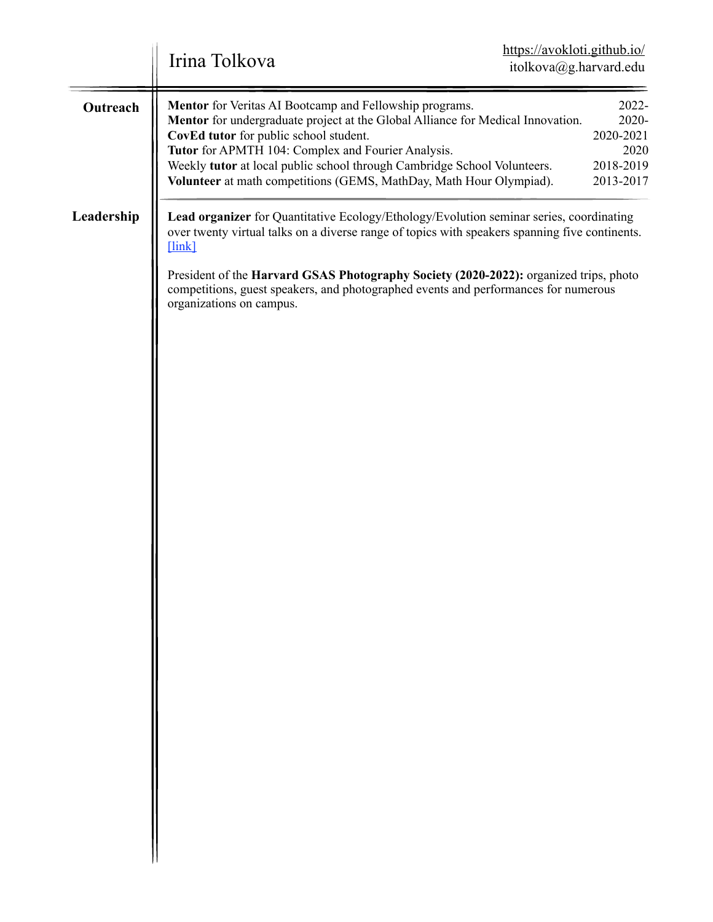Irina Tolkova

https://avokloti.github.io/
itolkova@g.harvard.edu

## Outreach

| | |
|---|---|
| **Mentor** for Veritas AI Bootcamp and Fellowship programs. | 2022- |
| **Mentor** for undergraduate project at the Global Alliance for Medical Innovation. | 2020- |
| **CovEd tutor** for public school student. | 2020-2021 |
| **Tutor** for APMTH 104: Complex and Fourier Analysis. | 2020 |
| Weekly **tutor** at local public school through Cambridge School Volunteers. | 2018-2019 |
| **Volunteer** at math competitions (GEMS, MathDay, Math Hour Olympiad). | 2013-2017 |

## Leadership

**Lead organizer** for Quantitative Ecology/Ethology/Evolution seminar series, coordinating over twenty virtual talks on a diverse range of topics with speakers spanning five continents. [link]

President of the **Harvard GSAS Photography Society (2020-2022):** organized trips, photo competitions, guest speakers, and photographed events and performances for numerous organizations on campus.